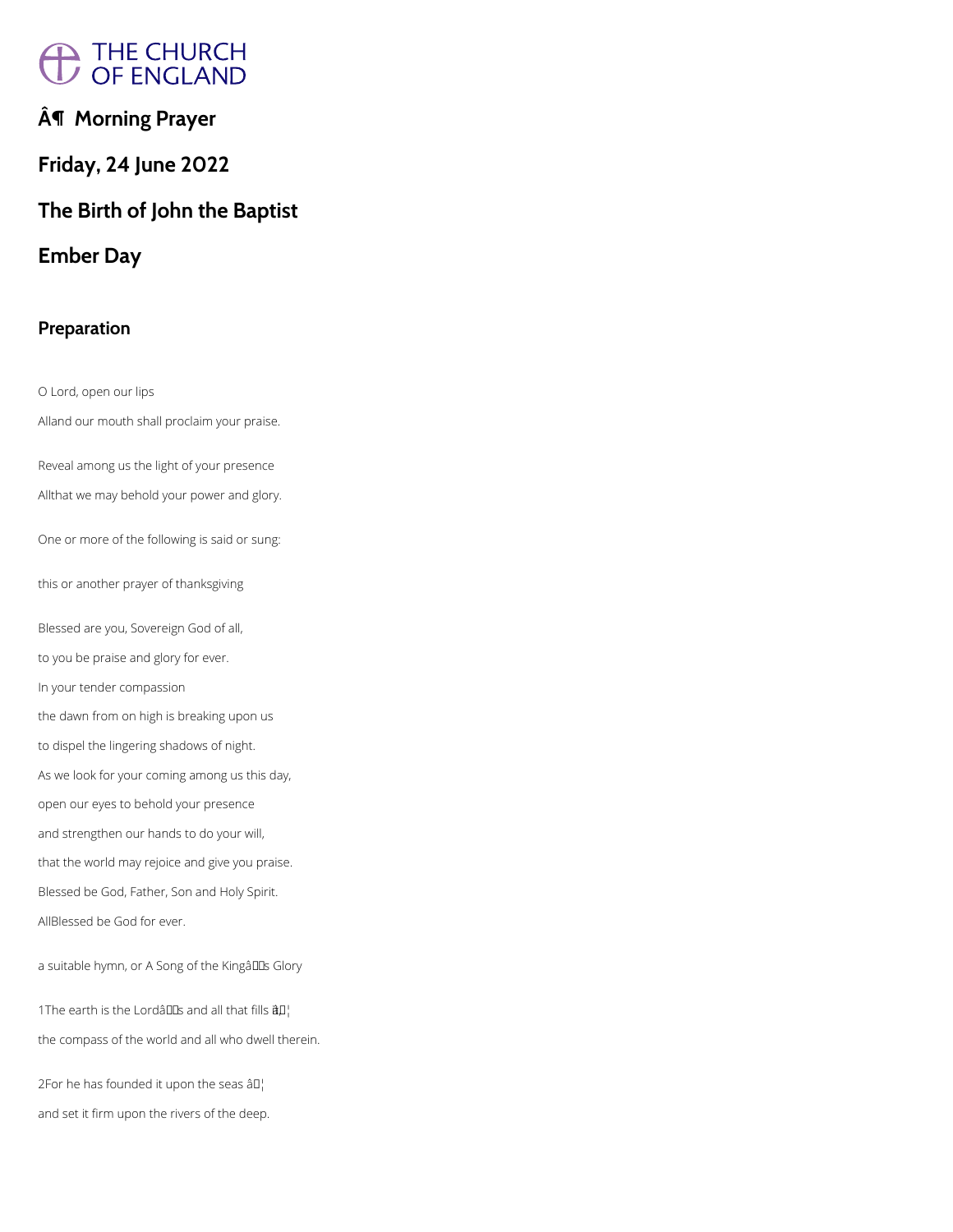# Â¶ Morning Prayer

## Friday, 24 June 2022

## The Birth of John the Baptist

## Ember Day

### Preparation

O Lord, open our lips

Alland our mouth shall proclaim your praise.

Reveal among us the light of your presence

Allthat we may behold your power and glory.

One or more of the following is said or sung:

this or another prayer of thanksgiving

Blessed are you, Sovereign God of all,

to you be praise and glory for ever.

In your tender compassion

the dawn from on high is breaking upon us

to dispel the lingering shadows of night.

As we look for your coming among us this day,

open our eyes to behold your presence

and strengthen our hands to do your will,

that the world may rejoice and give you praise.

Blessed be God, Father, Son and Holy Spirit.

AllBlessed be God for ever.

a suitable hymn, or A Song of the Kingâs Glory

1The earth is the Lordâs and all that fills it â¦

the compass of the world and all who dwell therein.

2For he has founded it upon the seas â¦

and set it firm upon the rivers of the deep.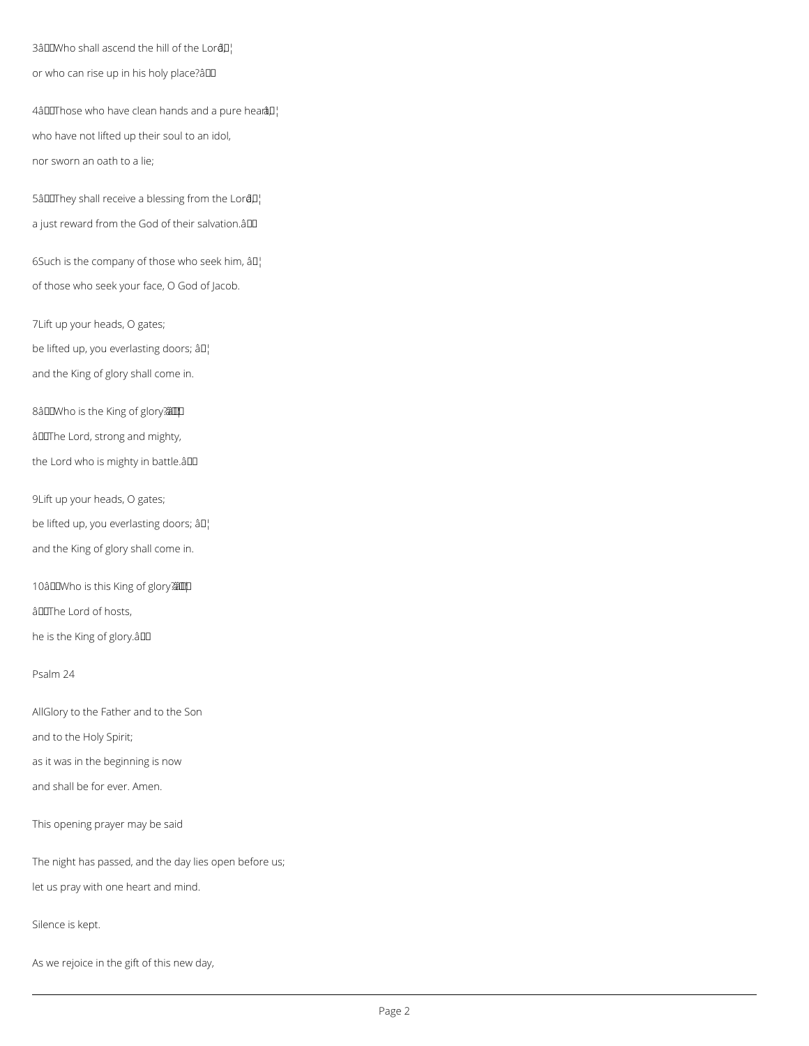3 Who shall ascend the hill of the Lord,

or who can rise up in his holy place?

4 Those who have clean hands and a pure heart,

who have not lifted up their soul to an idol,

nor sworn an oath to a lie;

5 They shall receive a blessing from the Lord,

a just reward from the God of their salvation.

6 Such is the company of those who seek him,

of those who seek your face, O God of Jacob.

7 Lift up your heads, O gates;

be lifted up, you everlasting doors;

and the King of glory shall come in.

8 Who is the King of glory?

The Lord, strong and mighty,

the Lord who is mighty in battle.

9 Lift up your heads, O gates;

be lifted up, you everlasting doors;

and the King of glory shall come in.

10 Who is this King of glory?

The Lord of hosts,

he is the King of glory.

Psalm 24

All Glory to the Father and to the Son

and to the Holy Spirit;

as it was in the beginning is now

and shall be for ever. Amen.

This opening prayer may be said

The night has passed, and the day lies open before us;

let us pray with one heart and mind.

Silence is kept.

As we rejoice in the gift of this new day,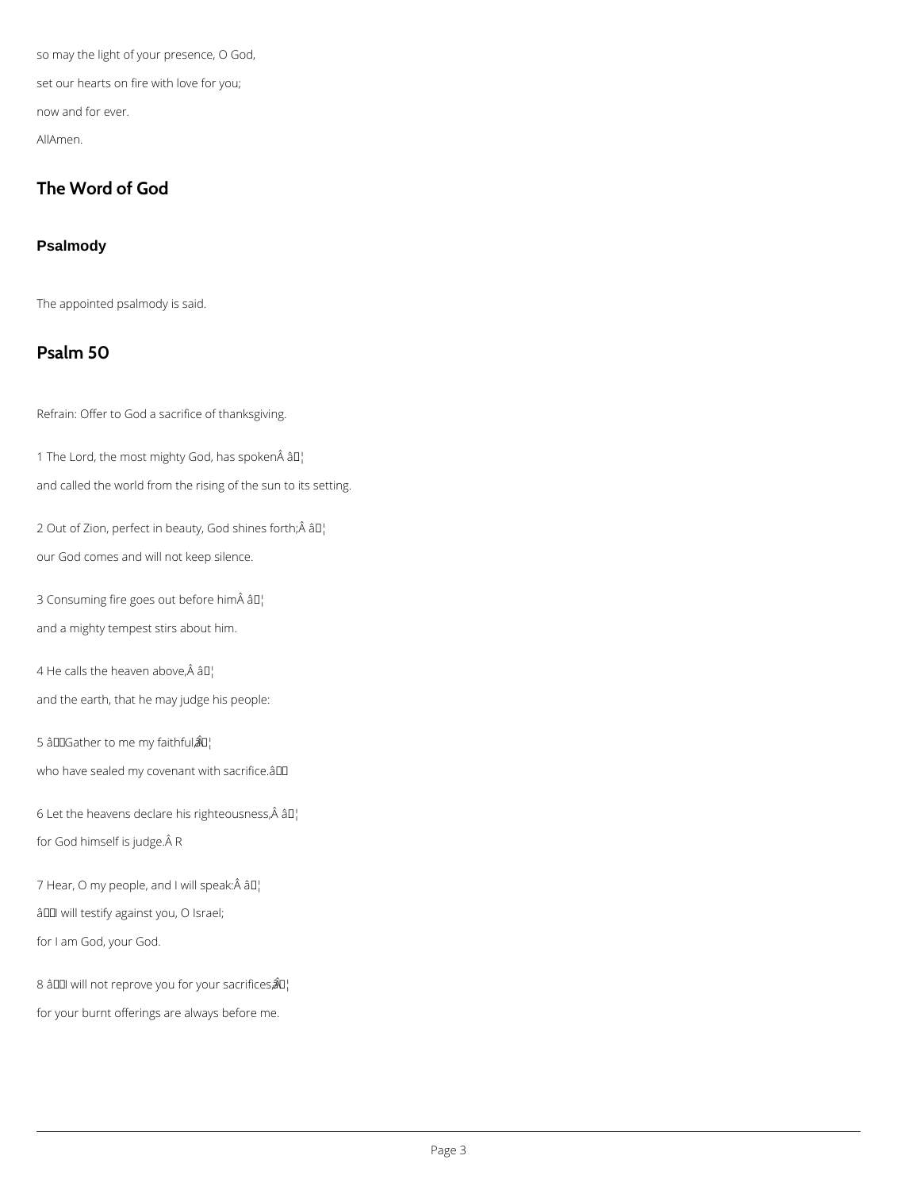so may the light of your presence, O God,

set our hearts on fire with love for you;

now and for ever.

AllAmen.

## The Word of God

### Psalmody

The appointed psalmody is said.

## Psalm 50

Refrain: Offer to God a sacrifice of thanksgiving.

1 The Lord, the most mighty God, has spokenÂ â¦

and called the world from the rising of the sun to its setting.

2 Out of Zion, perfect in beauty, God shines forth;Â â¦

our God comes and will not keep silence.

3 Consuming fire goes out before himÂ â¦

and a mighty tempest stirs about him.

4 He calls the heaven above,Â â¦

and the earth, that he may judge his people:

5 âGather to me my faithful,Â â¦

who have sealed my covenant with sacrifice.â

6 Let the heavens declare his righteousness,Â â¦

for God himself is judge.Â R

7 Hear, O my people, and I will speak:Â â¦

âI will testify against you, O Israel;

for I am God, your God.

8 âI will not reprove you for your sacrifices,Â â¦

for your burnt offerings are always before me.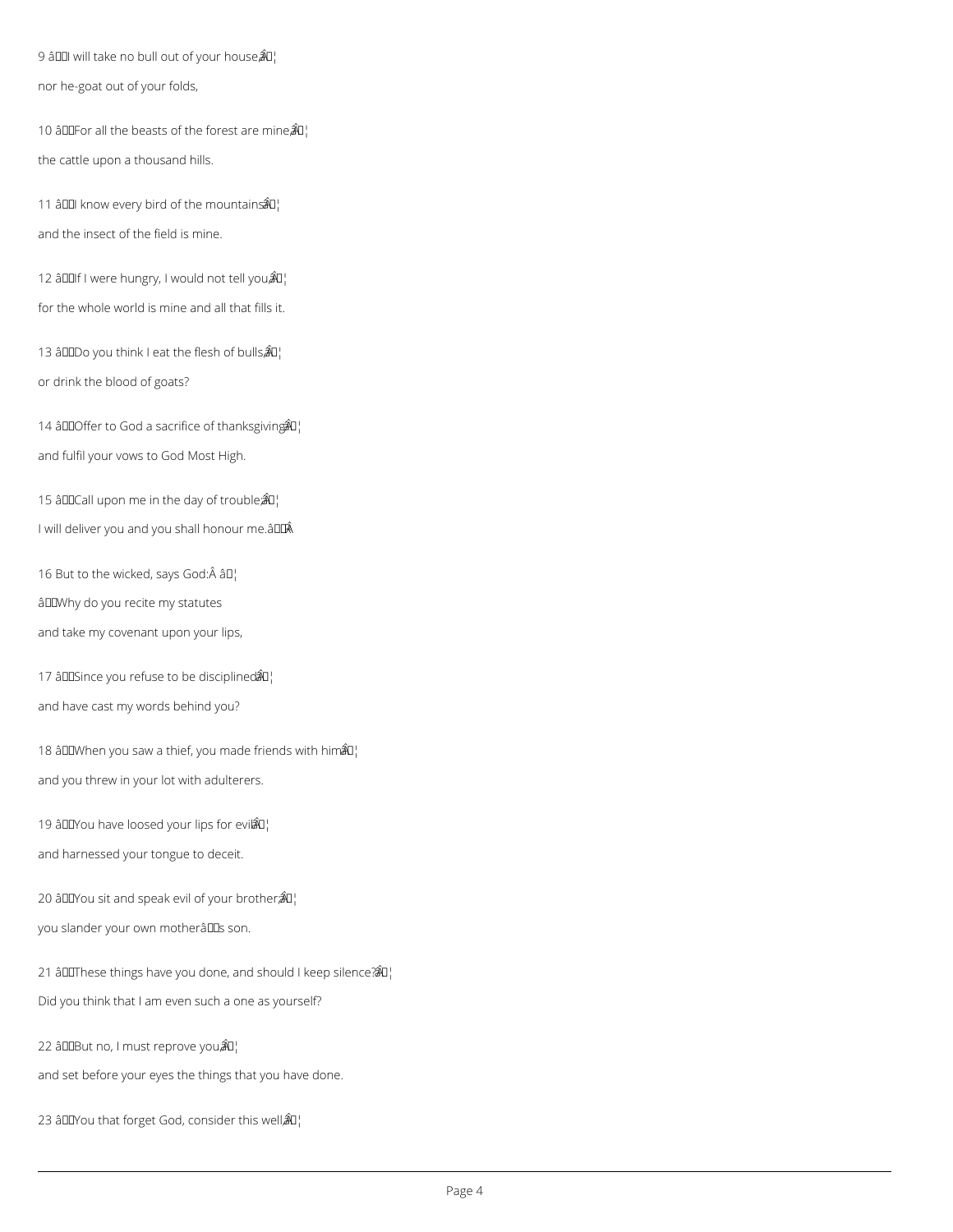9 âI will take no bull out of your house,â¦

nor he-goat out of your folds,

10 âFor all the beasts of the forest are mine,â¦

the cattle upon a thousand hills.

11 âI know every bird of the mountainsâ¦

and the insect of the field is mine.

12 âIf I were hungry, I would not tell you,â¦

for the whole world is mine and all that fills it.

13 âDo you think I eat the flesh of bulls,â¦

or drink the blood of goats?

14 âOffer to God a sacrifice of thanksgivingâ¦

and fulfil your vows to God Most High.

15 âCall upon me in the day of trouble;â¦

I will deliver you and you shall honour me.âÂ

16 But to the wicked, says God:Â â¦

âWhy do you recite my statutes

and take my covenant upon your lips,

17 âSince you refuse to be disciplined,â¦

and have cast my words behind you?

18 âWhen you saw a thief, you made friends with him,â¦

and you threw in your lot with adulterers.

19 âYou have loosed your lips for evil,â¦

and harnessed your tongue to deceit.

20 âYou sit and speak evil of your brother;â¦

you slander your own motherâs son.

21 âThese things have you done, and should I keep silence?â¦

Did you think that I am even such a one as yourself?

22 âBut no, I must reprove you,â¦

and set before your eyes the things that you have done.

23 âYou that forget God, consider this well,â¦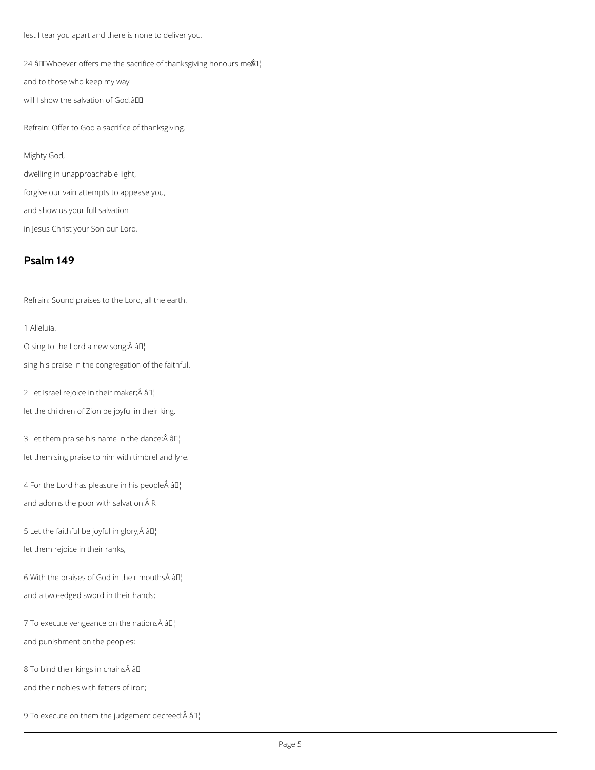lest I tear you apart and there is none to deliver you.

24 âWhoever offers me the sacrifice of thanksgiving honours me;Â â¦

and to those who keep my way

will I show the salvation of God.â

Refrain: Offer to God a sacrifice of thanksgiving.

Mighty God,

dwelling in unapproachable light,

forgive our vain attempts to appease you,

and show us your full salvation

in Jesus Christ your Son our Lord.

## Psalm 149

Refrain: Sound praises to the Lord, all the earth.

1 Alleluia.

O sing to the Lord a new song;Â â¦

sing his praise in the congregation of the faithful.

2 Let Israel rejoice in their maker;Â â¦

let the children of Zion be joyful in their king.

3 Let them praise his name in the dance;Â â¦

let them sing praise to him with timbrel and lyre.

4 For the Lord has pleasure in his peopleÂ â¦

and adorns the poor with salvation.Â R

5 Let the faithful be joyful in glory;Â â¦

let them rejoice in their ranks,

6 With the praises of God in their mouthsÂ â¦

and a two-edged sword in their hands;

7 To execute vengeance on the nationsÂ â¦

and punishment on the peoples;

8 To bind their kings in chainsÂ â¦

and their nobles with fetters of iron;

9 To execute on them the judgement decreed:Â â¦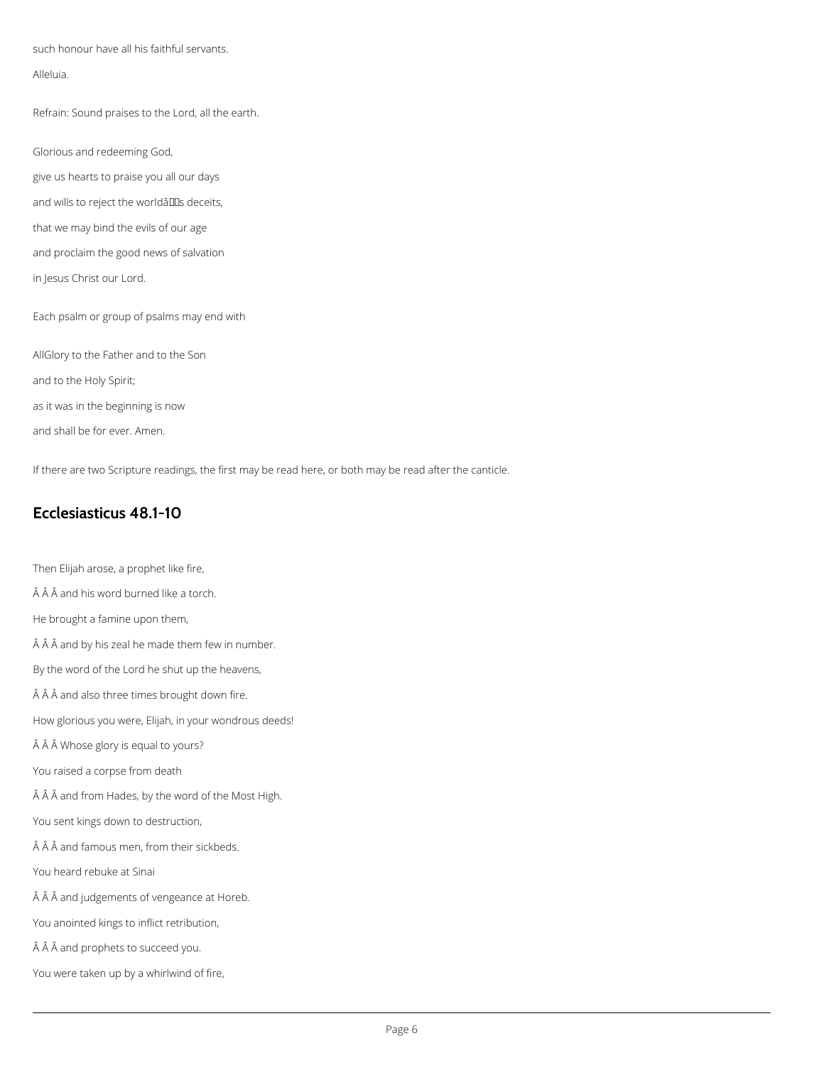such honour have all his faithful servants.

Alleluia.

Refrain: Sound praises to the Lord, all the earth.

Glorious and redeeming God,

give us hearts to praise you all our days

and wills to reject the worldâs deceits,

that we may bind the evils of our age

and proclaim the good news of salvation

in Jesus Christ our Lord.

Each psalm or group of psalms may end with

AllGlory to the Father and to the Son

and to the Holy Spirit;

as it was in the beginning is now

and shall be for ever. Amen.

If there are two Scripture readings, the first may be read here, or both may be read after the canticle.

## Ecclesiasticus 48.1-10

Then Elijah arose, a prophet like fire,

Â Â Â and his word burned like a torch.

He brought a famine upon them,

Â Â Â and by his zeal he made them few in number.

By the word of the Lord he shut up the heavens,

Â Â Â and also three times brought down fire.

How glorious you were, Elijah, in your wondrous deeds!

Â Â Â Whose glory is equal to yours?

You raised a corpse from death

Â Â Â and from Hades, by the word of the Most High.

You sent kings down to destruction,

Â Â Â and famous men, from their sickbeds.

You heard rebuke at Sinai

Â Â Â and judgements of vengeance at Horeb.

You anointed kings to inflict retribution,

Â Â Â and prophets to succeed you.

You were taken up by a whirlwind of fire,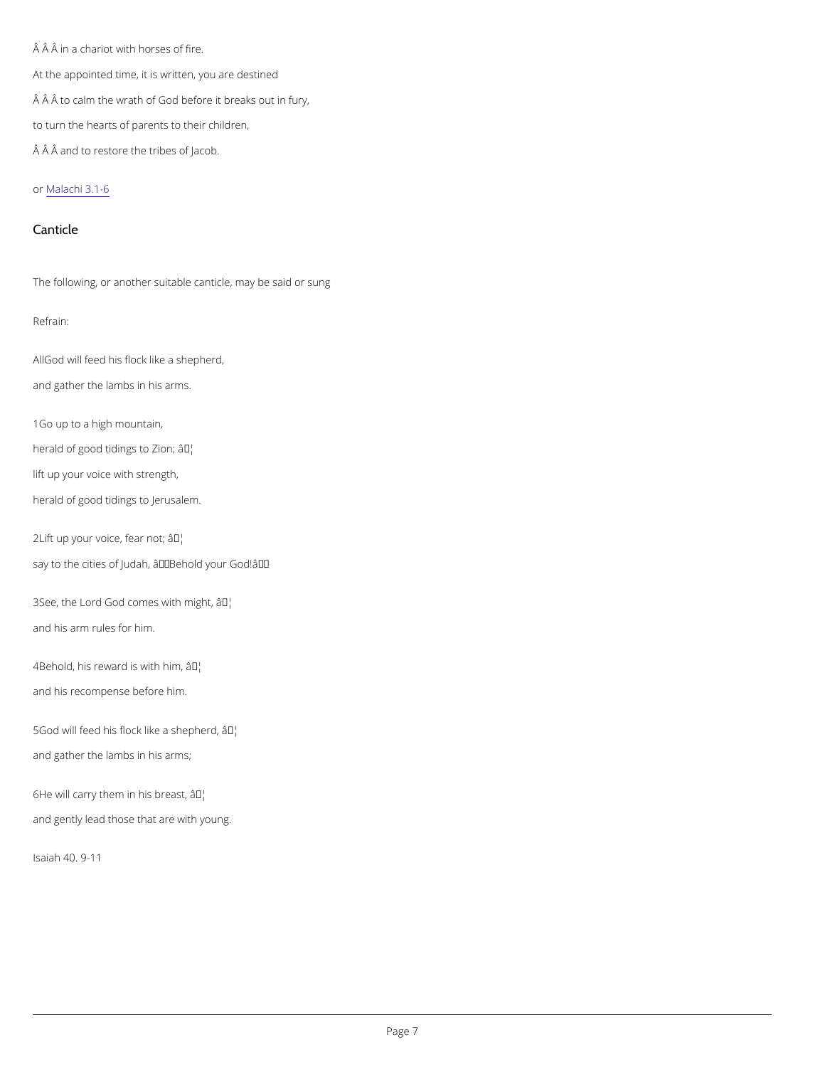Â Â Â in a chariot with horses of fire.

At the appointed time, it is written, you are destined

Â Â Â to calm the wrath of God before it breaks out in fury,

to turn the hearts of parents to their children,

Â Â Â and to restore the tribes of Jacob.

or Malachi 3.1-6

## Canticle

The following, or another suitable canticle, may be said or sung

Refrain:

AllGod will feed his flock like a shepherd,

and gather the lambs in his arms.

1Go up to a high mountain,

herald of good tidings to Zion; â¦

lift up your voice with strength,

herald of good tidings to Jerusalem.

2Lift up your voice, fear not; â¦

say to the cities of Judah, âBehold your God!â

3See, the Lord God comes with might, â¦

and his arm rules for him.

4Behold, his reward is with him, â¦

and his recompense before him.

5God will feed his flock like a shepherd, â¦

and gather the lambs in his arms;

6He will carry them in his breast, â¦

and gently lead those that are with young.

Isaiah 40. 9-11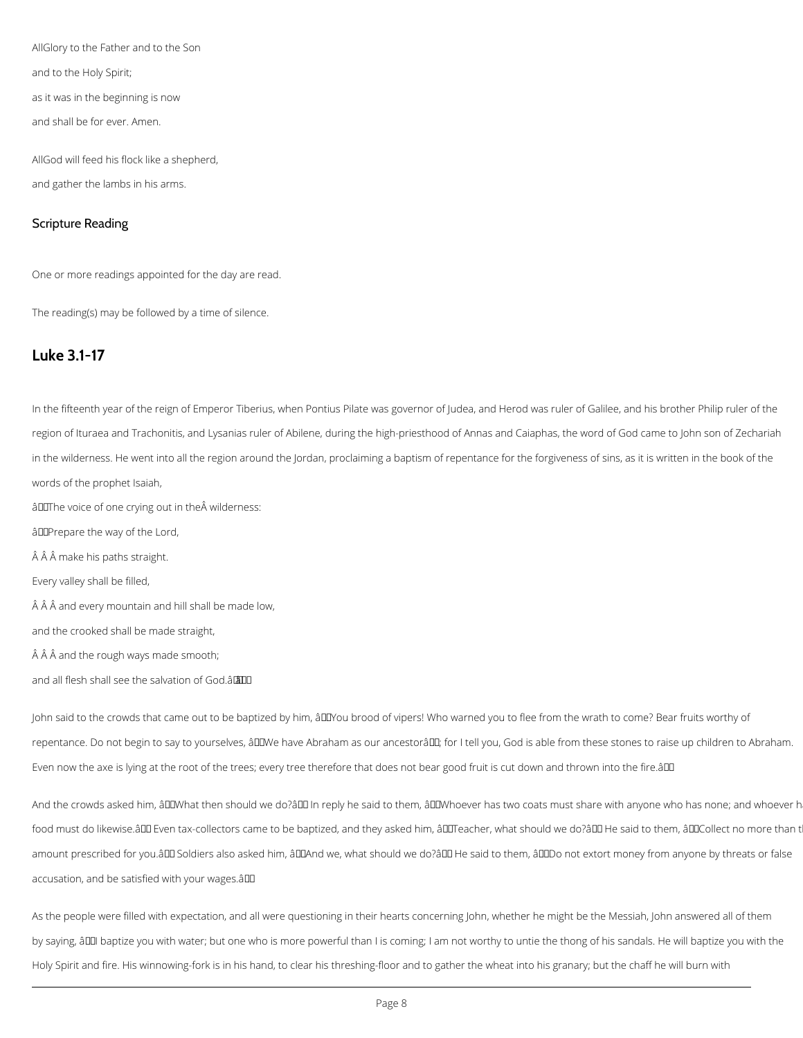**All** Glory to the Father and to the Son

and to the Holy Spirit;

as it was in the beginning is now

and shall be for ever. Amen.

**All** God will feed his flock like a shepherd,

and gather the lambs in his arms.

## Scripture Reading

One or more readings appointed for the day are read.

The reading(s) may be followed by a time of silence.

## Luke 3.1-17

In the fifteenth year of the reign of Emperor Tiberius, when Pontius Pilate was governor of Judea, and Herod was ruler of Galilee, and his brother Philip ruler of the region of Ituraea and Trachonitis, and Lysanias ruler of Abilene, during the high-priesthood of Annas and Caiaphas, the word of God came to John son of Zechariah in the wilderness. He went into all the region around the Jordan, proclaiming a baptism of repentance for the forgiveness of sins, as it is written in the book of the words of the prophet Isaiah,

‘The voice of one crying out in the wilderness:

‘Prepare the way of the Lord,

make his paths straight.

Every valley shall be filled,

and every mountain and hill shall be made low,

and the crooked shall be made straight,

and the rough ways made smooth;

and all flesh shall see the salvation of God.’’

John said to the crowds that came out to be baptized by him, ‘You brood of vipers! Who warned you to flee from the wrath to come? Bear fruits worthy of repentance. Do not begin to say to yourselves, ‘We have Abraham as our ancestor’; for I tell you, God is able from these stones to raise up children to Abraham. Even now the axe is lying at the root of the trees; every tree therefore that does not bear good fruit is cut down and thrown into the fire.’

And the crowds asked him, ‘What then should we do?’ In reply he said to them, ‘Whoever has two coats must share with anyone who has none; and whoever h food must do likewise.’ Even tax-collectors came to be baptized, and they asked him, ‘Teacher, what should we do?’ He said to them, ‘Collect no more than t amount prescribed for you.’ Soldiers also asked him, ‘And we, what should we do?’ He said to them, ‘Do not extort money from anyone by threats or false accusation, and be satisfied with your wages.’

As the people were filled with expectation, and all were questioning in their hearts concerning John, whether he might be the Messiah, John answered all of them by saying, ‘I baptize you with water; but one who is more powerful than I is coming; I am not worthy to untie the thong of his sandals. He will baptize you with the Holy Spirit and fire. His winnowing-fork is in his hand, to clear his threshing-floor and to gather the wheat into his granary; but the chaff he will burn with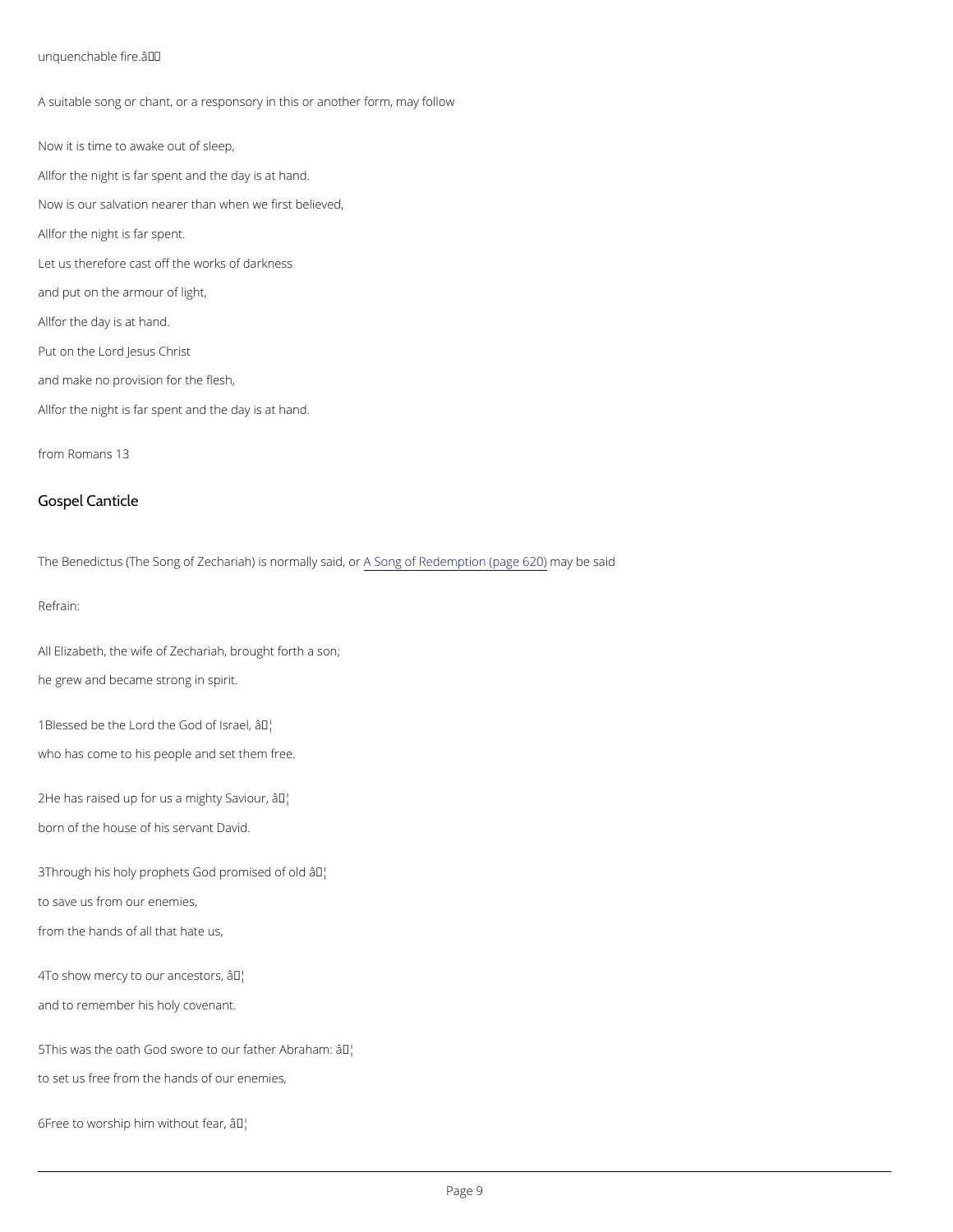unquenchable fire.â

A suitable song or chant, or a responsory in this or another form, may follow

Now it is time to awake out of sleep,

Allfor the night is far spent and the day is at hand.

Now is our salvation nearer than when we first believed,

Allfor the night is far spent.

Let us therefore cast off the works of darkness

and put on the armour of light,

Allfor the day is at hand.

Put on the Lord Jesus Christ

and make no provision for the flesh,

Allfor the night is far spent and the day is at hand.

from Romans 13

## Gospel Canticle

The Benedictus (The Song of Zechariah) is normally said, or A Song of Redemption (page 620) may be said

Refrain:

All Elizabeth, the wife of Zechariah, brought forth a son;

he grew and became strong in spirit.

1Blessed be the Lord the God of Israel, â¦

who has come to his people and set them free.

2He has raised up for us a mighty Saviour, â¦

born of the house of his servant David.

3Through his holy prophets God promised of old â¦

to save us from our enemies,

from the hands of all that hate us,

4To show mercy to our ancestors, â¦

and to remember his holy covenant.

5This was the oath God swore to our father Abraham: â¦

to set us free from the hands of our enemies,

6Free to worship him without fear, â¦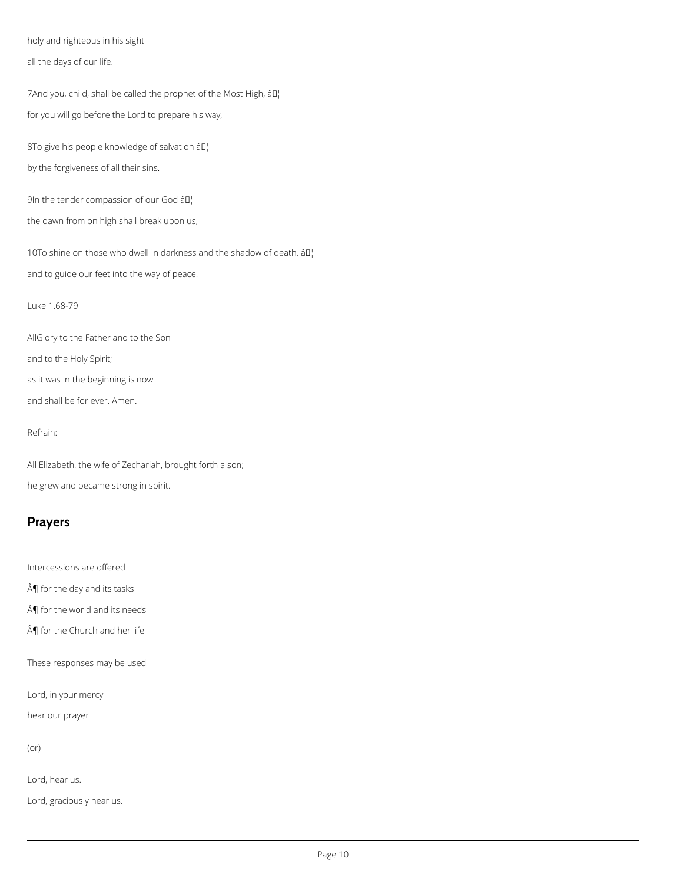holy and righteous in his sight

all the days of our life.

7And you, child, shall be called the prophet of the Most High, â¦

for you will go before the Lord to prepare his way,

8To give his people knowledge of salvation â¦

by the forgiveness of all their sins.

9In the tender compassion of our God â¦

the dawn from on high shall break upon us,

10To shine on those who dwell in darkness and the shadow of death, â¦

and to guide our feet into the way of peace.

Luke 1.68-79

AllGlory to the Father and to the Son

and to the Holy Spirit;

as it was in the beginning is now

and shall be for ever. Amen.

Refrain:

All Elizabeth, the wife of Zechariah, brought forth a son;

he grew and became strong in spirit.

## Prayers

Intercessions are offered

Â¶ for the day and its tasks

Â¶ for the world and its needs

Â¶ for the Church and her life

These responses may be used

Lord, in your mercy

hear our prayer

(or)

Lord, hear us.

Lord, graciously hear us.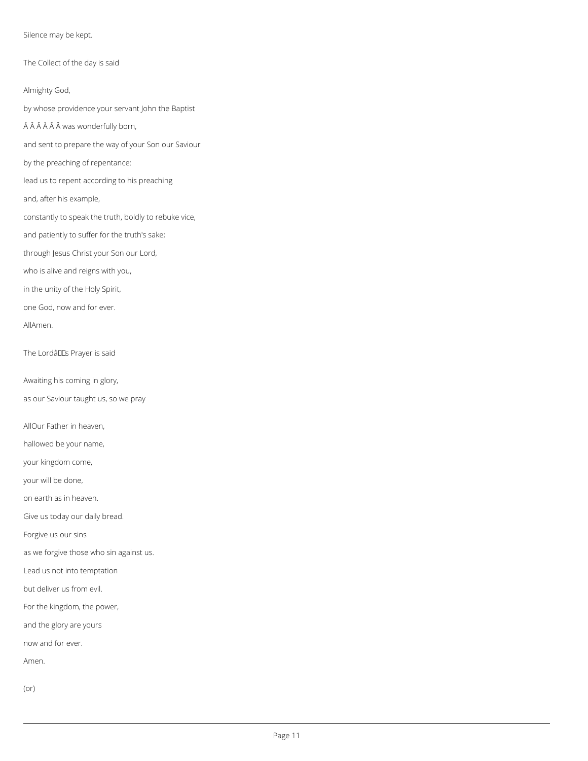Silence may be kept.

The Collect of the day is said

Almighty God,

by whose providence your servant John the Baptist

Â Â Â Â Â Â was wonderfully born,

and sent to prepare the way of your Son our Saviour

by the preaching of repentance:

lead us to repent according to his preaching

and, after his example,

constantly to speak the truth, boldly to rebuke vice,

and patiently to suffer for the truth's sake;

through Jesus Christ your Son our Lord,

who is alive and reigns with you,

in the unity of the Holy Spirit,

one God, now and for ever.

AllAmen.

The Lordâs Prayer is said

Awaiting his coming in glory,

as our Saviour taught us, so we pray

AllOur Father in heaven,

hallowed be your name,

your kingdom come,

your will be done,

on earth as in heaven.

Give us today our daily bread.

Forgive us our sins

as we forgive those who sin against us.

Lead us not into temptation

but deliver us from evil.

For the kingdom, the power,

and the glory are yours

now and for ever.

Amen.

(or)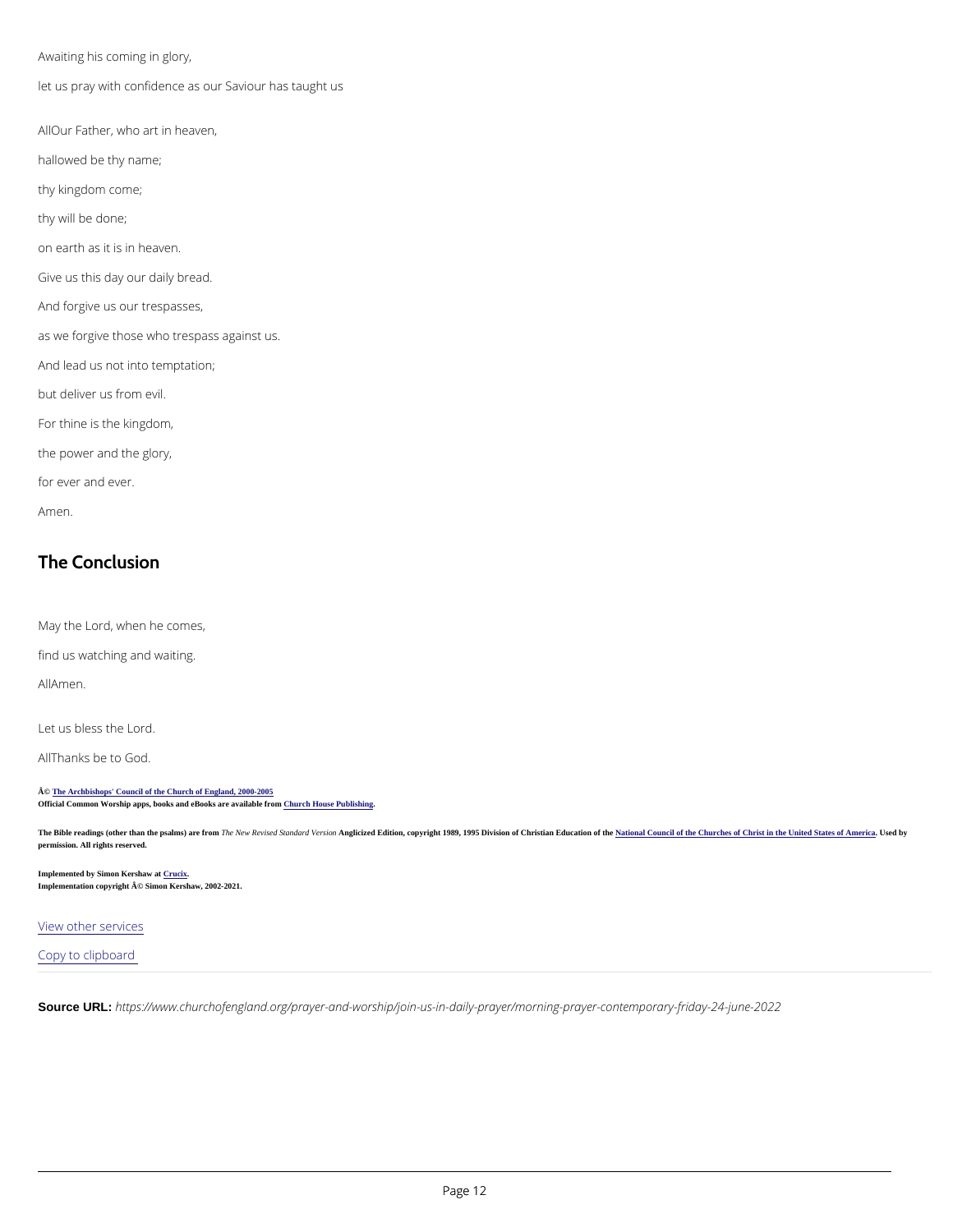Awaiting his coming in glory,

let us pray with confidence as our Saviour has taught us

AllOur Father, who art in heaven,

hallowed be thy name;

thy kingdom come;

thy will be done;

on earth as it is in heaven.

Give us this day our daily bread.

And forgive us our trespasses,

as we forgive those who trespass against us.

And lead us not into temptation;

but deliver us from evil.

For thine is the kingdom,

the power and the glory,

for ever and ever.

Amen.

## The Conclusion

May the Lord, when he comes,

find us watching and waiting.

AllAmen.

Let us bless the Lord.

AllThanks be to God.

Â© The Archbishops' Council of the Church of England, 2000-2005
**Official Common Worship apps, books and eBooks are available from Church House Publishing.**

**The Bible readings (other than the psalms) are from** *The New Revised Standard Version* **Anglicized Edition, copyright 1989, 1995 Division of Christian Education of the National Council of the Churches of Christ in the United States of America. Used by permission. All rights reserved.**

**Implemented by Simon Kershaw at Crucix.**
**Implementation copyright Â© Simon Kershaw, 2002-2021.**

View other services

Copy to clipboard

**Source URL:** *https://www.churchofengland.org/prayer-and-worship/join-us-in-daily-prayer/morning-prayer-contemporary-friday-24-june-2022*